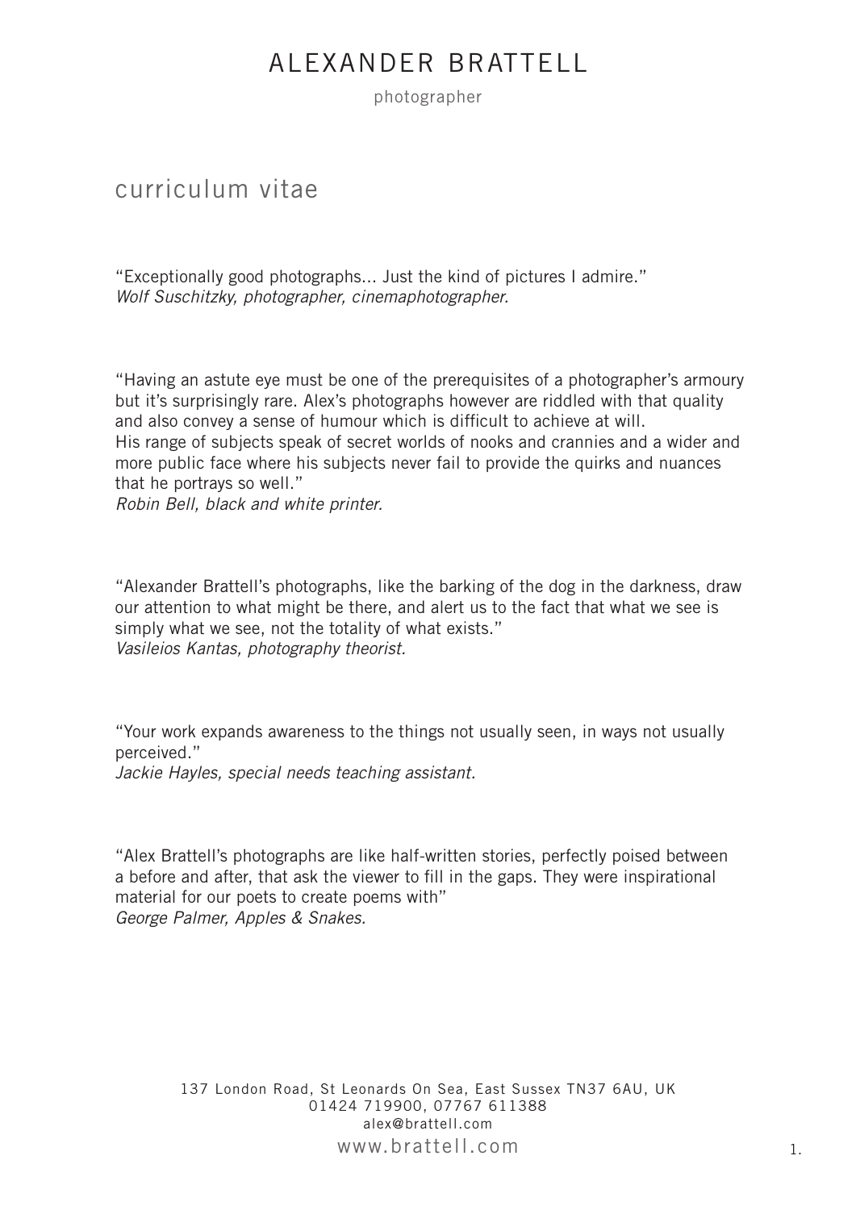# ALEXANDER BRATTELL

photographer

## curriculum vitae

"Exceptionally good photographs... Just the kind of pictures I admire."
*Wolf Suschitzky, photographer, cinemaphotographer.*

"Having an astute eye must be one of the prerequisites of a photographer's armoury but it's surprisingly rare. Alex's photographs however are riddled with that quality and also convey a sense of humour which is difficult to achieve at will.
His range of subjects speak of secret worlds of nooks and crannies and a wider and more public face where his subjects never fail to provide the quirks and nuances that he portrays so well."
*Robin Bell, black and white printer.*

"Alexander Brattell's photographs, like the barking of the dog in the darkness, draw our attention to what might be there, and alert us to the fact that what we see is simply what we see, not the totality of what exists."
*Vasileios Kantas, photography theorist.*

"Your work expands awareness to the things not usually seen, in ways not usually perceived."
*Jackie Hayles, special needs teaching assistant.*

"Alex Brattell's photographs are like half-written stories, perfectly poised between a before and after, that ask the viewer to fill in the gaps. They were inspirational material for our poets to create poems with"
*George Palmer, Apples & Snakes.*

137 London Road, St Leonards On Sea, East Sussex TN37 6AU, UK
01424 719900, 07767 611388
alex@brattell.com
www.brattell.com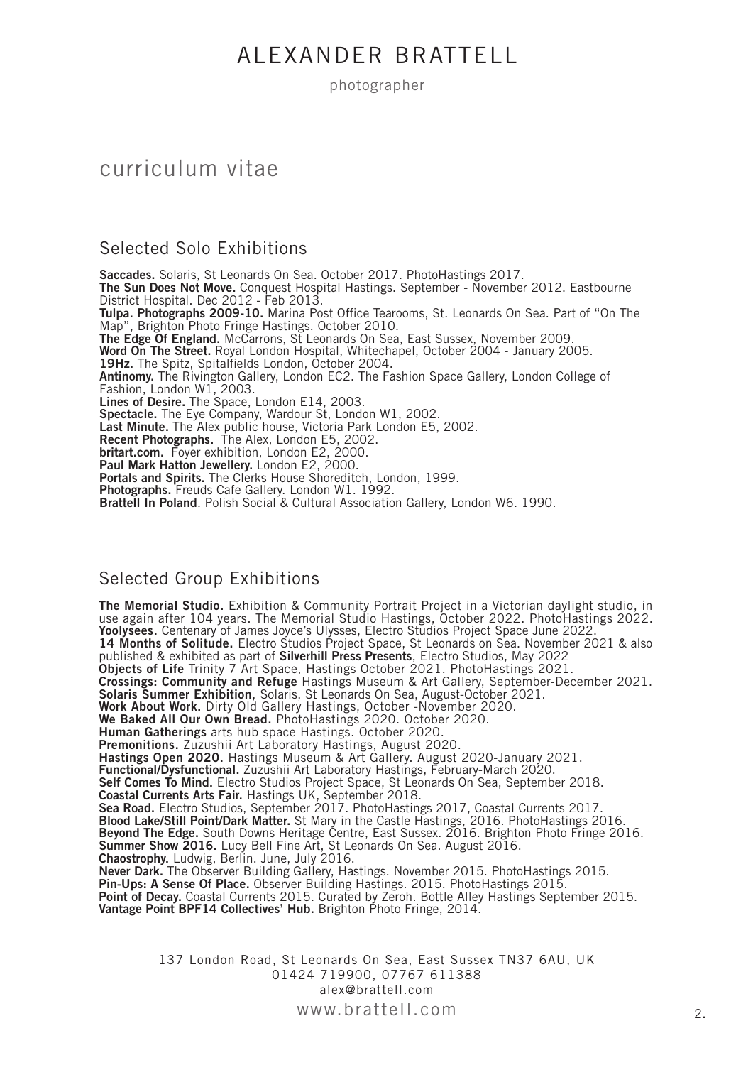# ALEXANDER BRATTELL

photographer

## curriculum vitae

### Selected Solo Exhibitions

**Saccades.** Solaris, St Leonards On Sea. October 2017. PhotoHastings 2017.
**The Sun Does Not Move.** Conquest Hospital Hastings. September - November 2012. Eastbourne District Hospital. Dec 2012 - Feb 2013.
**Tulpa. Photographs 2009-10.** Marina Post Office Tearooms, St. Leonards On Sea. Part of "On The Map", Brighton Photo Fringe Hastings. October 2010.
**The Edge Of England.** McCarrons, St Leonards On Sea, East Sussex, November 2009.
**Word On The Street.** Royal London Hospital, Whitechapel, October 2004 - January 2005.
**19Hz.** The Spitz, Spitalfields London, October 2004.
**Antinomy.** The Rivington Gallery, London EC2. The Fashion Space Gallery, London College of Fashion, London W1, 2003.
**Lines of Desire.** The Space, London E14, 2003.
**Spectacle.** The Eye Company, Wardour St, London W1, 2002.
**Last Minute.** The Alex public house, Victoria Park London E5, 2002.
**Recent Photographs.** The Alex, London E5, 2002.
**britart.com.** Foyer exhibition, London E2, 2000.
**Paul Mark Hatton Jewellery.** London E2, 2000.
**Portals and Spirits.** The Clerks House Shoreditch, London, 1999.
**Photographs.** Freuds Cafe Gallery. London W1. 1992.
**Brattell In Poland**. Polish Social & Cultural Association Gallery, London W6. 1990.

### Selected Group Exhibitions

**The Memorial Studio.** Exhibition & Community Portrait Project in a Victorian daylight studio, in use again after 104 years. The Memorial Studio Hastings, October 2022. PhotoHastings 2022.
**Yoolysees.** Centenary of James Joyce's Ulysses, Electro Studios Project Space June 2022.
**14 Months of Solitude.** Electro Studios Project Space, St Leonards on Sea. November 2021 & also published & exhibited as part of **Silverhill Press Presents**, Electro Studios, May 2022
**Objects of Life** Trinity 7 Art Space, Hastings October 2021. PhotoHastings 2021.
**Crossings: Community and Refuge** Hastings Museum & Art Gallery, September-December 2021.
**Solaris Summer Exhibition**, Solaris, St Leonards On Sea, August-October 2021.
**Work About Work.** Dirty Old Gallery Hastings, October -November 2020.
**We Baked All Our Own Bread.** PhotoHastings 2020. October 2020.
**Human Gatherings** arts hub space Hastings. October 2020.
**Premonitions.** Zuzushii Art Laboratory Hastings, August 2020.
**Hastings Open 2020.** Hastings Museum & Art Gallery. August 2020-January 2021.
**Functional/Dysfunctional.** Zuzushii Art Laboratory Hastings, February-March 2020.
**Self Comes To Mind.** Electro Studios Project Space, St Leonards On Sea, September 2018.
**Coastal Currents Arts Fair.** Hastings UK, September 2018.
**Sea Road.** Electro Studios, September 2017. PhotoHastings 2017, Coastal Currents 2017.
**Blood Lake/Still Point/Dark Matter.** St Mary in the Castle Hastings, 2016. PhotoHastings 2016.
**Beyond The Edge.** South Downs Heritage Centre, East Sussex. 2016. Brighton Photo Fringe 2016.
**Summer Show 2016.** Lucy Bell Fine Art, St Leonards On Sea. August 2016.
**Chaostrophy.** Ludwig, Berlin. June, July 2016.
**Never Dark.** The Observer Building Gallery, Hastings. November 2015. PhotoHastings 2015.
**Pin-Ups: A Sense Of Place.** Observer Building Hastings. 2015. PhotoHastings 2015.
**Point of Decay.** Coastal Currents 2015. Curated by Zeroh. Bottle Alley Hastings September 2015.
**Vantage Point BPF14 Collectives' Hub.** Brighton Photo Fringe, 2014.

137 London Road, St Leonards On Sea, East Sussex TN37 6AU, UK
01424 719900, 07767 611388
alex@brattell.com
www.brattell.com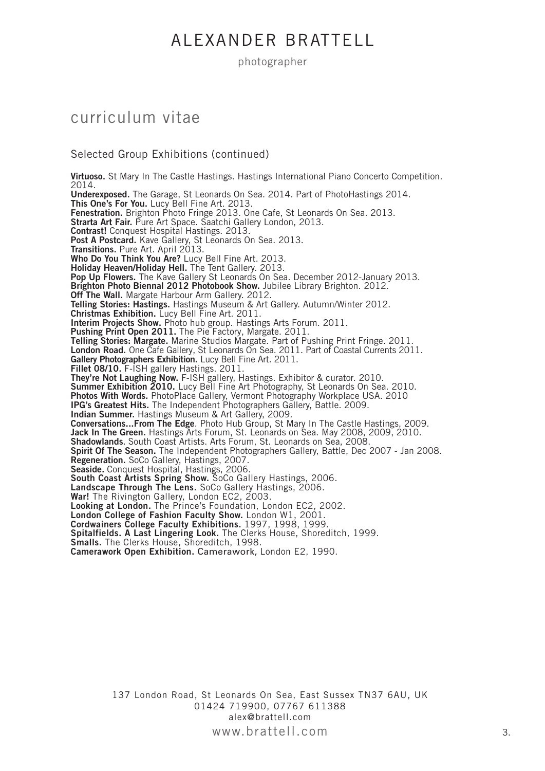# ALEXANDER BRATTELL

photographer

## curriculum vitae

### Selected Group Exhibitions (continued)

**Virtuoso.** St Mary In The Castle Hastings. Hastings International Piano Concerto Competition. 2014.
**Underexposed.** The Garage, St Leonards On Sea. 2014. Part of PhotoHastings 2014.
**This One's For You.** Lucy Bell Fine Art. 2013.
**Fenestration.** Brighton Photo Fringe 2013. One Cafe, St Leonards On Sea. 2013.
**Strarta Art Fair.** Pure Art Space. Saatchi Gallery London, 2013.
**Contrast!** Conquest Hospital Hastings. 2013.
**Post A Postcard.** Kave Gallery, St Leonards On Sea. 2013.
**Transitions.** Pure Art. April 2013.
**Who Do You Think You Are?** Lucy Bell Fine Art. 2013.
**Holiday Heaven/Holiday Hell.** The Tent Gallery. 2013.
**Pop Up Flowers.** The Kave Gallery St Leonards On Sea. December 2012-January 2013.
**Brighton Photo Biennal 2012 Photobook Show.** Jubilee Library Brighton. 2012.
**Off The Wall.** Margate Harbour Arm Gallery. 2012.
**Telling Stories: Hastings.** Hastings Museum & Art Gallery. Autumn/Winter 2012.
**Christmas Exhibition.** Lucy Bell Fine Art. 2011.
**Interim Projects Show.** Photo hub group. Hastings Arts Forum. 2011.
**Pushing Print Open 2011.** The Pie Factory, Margate. 2011.
**Telling Stories: Margate.** Marine Studios Margate. Part of Pushing Print Fringe. 2011.
**London Road.** One Cafe Gallery, St Leonards On Sea. 2011. Part of Coastal Currents 2011.
**Gallery Photographers Exhibition.** Lucy Bell Fine Art. 2011.
**Fillet 08/10.** F-ISH gallery Hastings. 2011.
**They're Not Laughing Now.** F-ISH gallery, Hastings. Exhibitor & curator. 2010.
**Summer Exhibition 2010.** Lucy Bell Fine Art Photography, St Leonards On Sea. 2010.
**Photos With Words.** PhotoPlace Gallery, Vermont Photography Workplace USA. 2010
**IPG's Greatest Hits.** The Independent Photographers Gallery, Battle. 2009.
**Indian Summer.** Hastings Museum & Art Gallery, 2009.
**Conversations...From The Edge**. Photo Hub Group, St Mary In The Castle Hastings, 2009.
**Jack In The Green.** Hastings Arts Forum, St. Leonards on Sea. May 2008, 2009, 2010.
**Shadowlands**. South Coast Artists. Arts Forum, St. Leonards on Sea, 2008.
**Spirit Of The Season.** The Independent Photographers Gallery, Battle, Dec 2007 - Jan 2008.
**Regeneration.** SoCo Gallery, Hastings, 2007.
**Seaside.** Conquest Hospital, Hastings, 2006.
**South Coast Artists Spring Show.** SoCo Gallery Hastings, 2006.
**Landscape Through The Lens.** SoCo Gallery Hastings, 2006.
**War!** The Rivington Gallery, London EC2, 2003.
**Looking at London.** The Prince's Foundation, London EC2, 2002.
**London College of Fashion Faculty Show.** London W1, 2001.
**Cordwainers College Faculty Exhibitions.** 1997, 1998, 1999.
**Spitalfields. A Last Lingering Look.** The Clerks House, Shoreditch, 1999.
**Smalls.** The Clerks House, Shoreditch, 1998.
**Camerawork Open Exhibition.** Camerawork, London E2, 1990.

137 London Road, St Leonards On Sea, East Sussex TN37 6AU, UK
01424 719900, 07767 611388
alex@brattell.com
www.brattell.com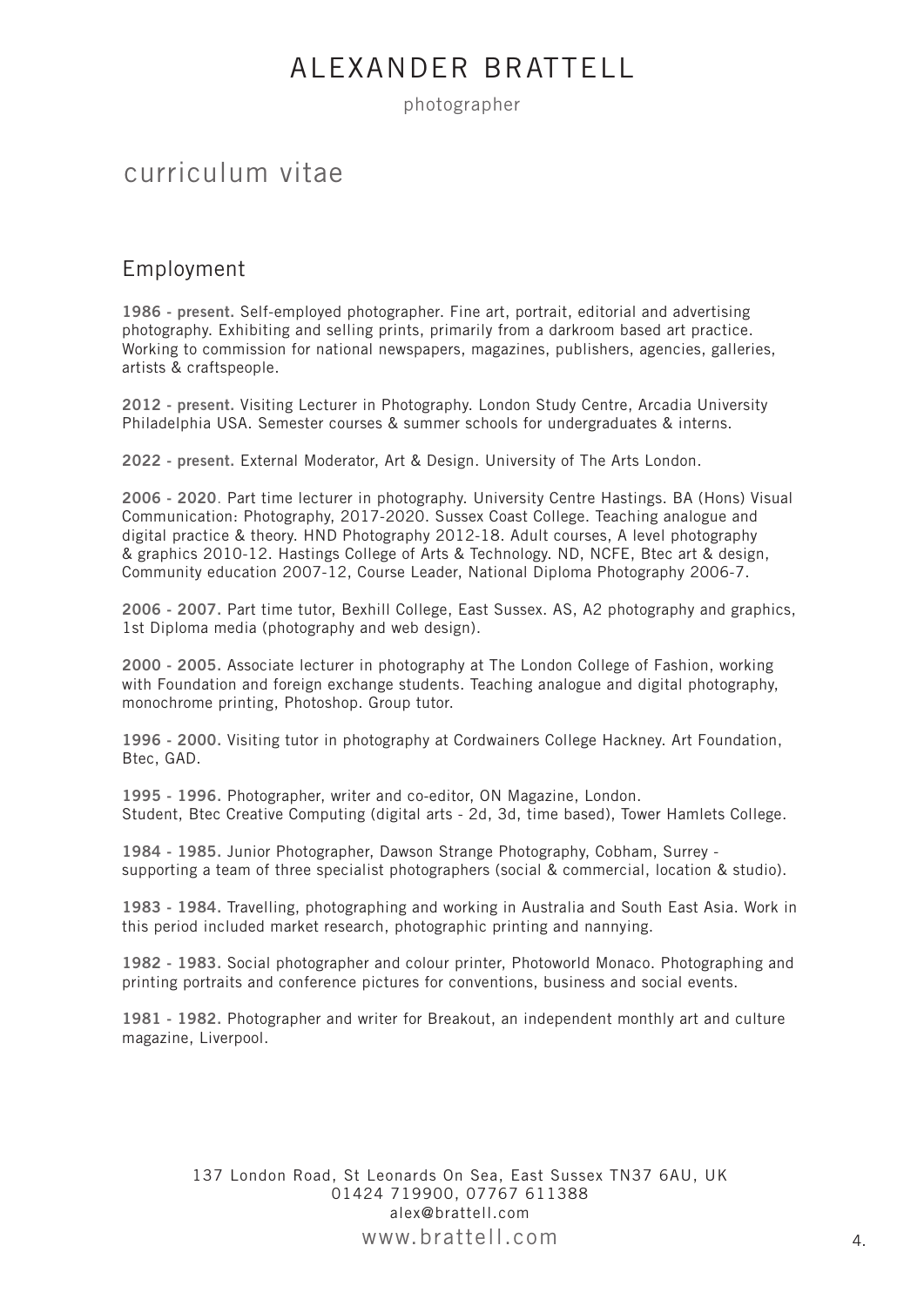# ALEXANDER BRATTELL

photographer

## curriculum vitae

### Employment

**1986 - present.** Self-employed photographer. Fine art, portrait, editorial and advertising photography. Exhibiting and selling prints, primarily from a darkroom based art practice. Working to commission for national newspapers, magazines, publishers, agencies, galleries, artists & craftspeople.

**2012 - present.** Visiting Lecturer in Photography. London Study Centre, Arcadia University Philadelphia USA. Semester courses & summer schools for undergraduates & interns.

**2022 - present.** External Moderator, Art & Design. University of The Arts London.

**2006 - 2020**. Part time lecturer in photography. University Centre Hastings. BA (Hons) Visual Communication: Photography, 2017-2020. Sussex Coast College. Teaching analogue and digital practice & theory. HND Photography 2012-18. Adult courses, A level photography & graphics 2010-12. Hastings College of Arts & Technology. ND, NCFE, Btec art & design, Community education 2007-12, Course Leader, National Diploma Photography 2006-7.

**2006 - 2007.** Part time tutor, Bexhill College, East Sussex. AS, A2 photography and graphics, 1st Diploma media (photography and web design).

**2000 - 2005.** Associate lecturer in photography at The London College of Fashion, working with Foundation and foreign exchange students. Teaching analogue and digital photography, monochrome printing, Photoshop. Group tutor.

**1996 - 2000.** Visiting tutor in photography at Cordwainers College Hackney. Art Foundation, Btec, GAD.

**1995 - 1996.** Photographer, writer and co-editor, ON Magazine, London.
Student, Btec Creative Computing (digital arts - 2d, 3d, time based), Tower Hamlets College.

**1984 - 1985.** Junior Photographer, Dawson Strange Photography, Cobham, Surrey - supporting a team of three specialist photographers (social & commercial, location & studio).

**1983 - 1984.** Travelling, photographing and working in Australia and South East Asia. Work in this period included market research, photographic printing and nannying.

**1982 - 1983.** Social photographer and colour printer, Photoworld Monaco. Photographing and printing portraits and conference pictures for conventions, business and social events.

**1981 - 1982.** Photographer and writer for Breakout, an independent monthly art and culture magazine, Liverpool.

137 London Road, St Leonards On Sea, East Sussex TN37 6AU, UK
01424 719900, 07767 611388
alex@brattell.com
www.brattell.com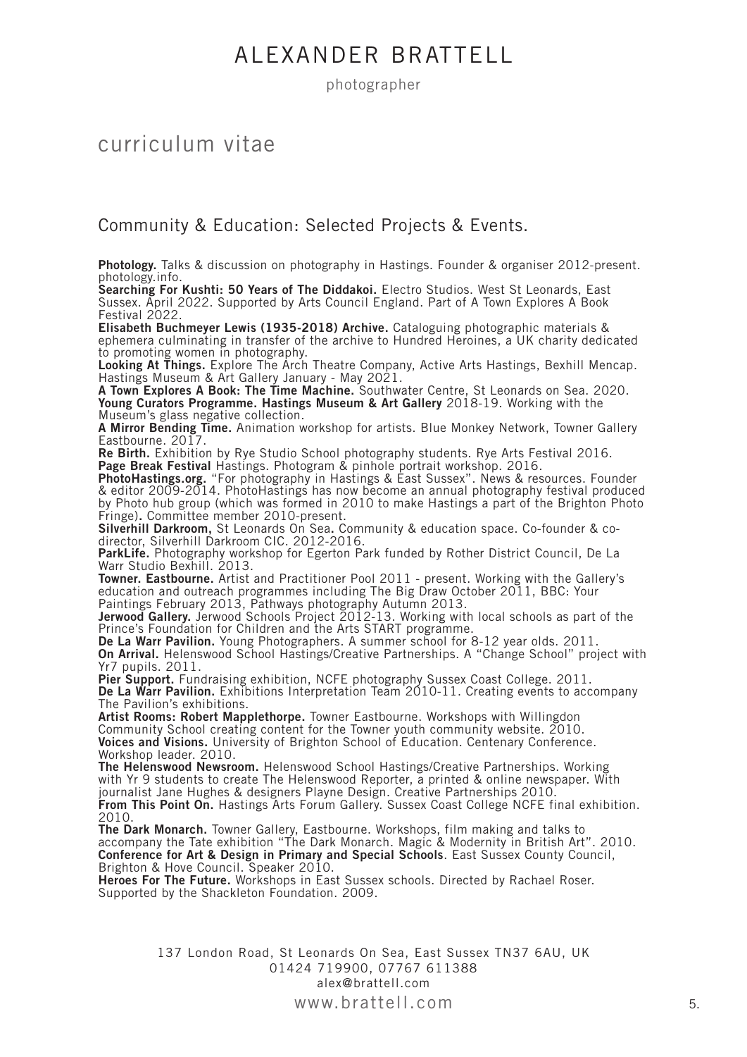# ALEXANDER BRATTELL

photographer

## curriculum vitae

### Community & Education: Selected Projects & Events.

**Photology.** Talks & discussion on photography in Hastings. Founder & organiser 2012-present. photology.info.
**Searching For Kushti: 50 Years of The Diddakoi.** Electro Studios. West St Leonards, East Sussex. April 2022. Supported by Arts Council England. Part of A Town Explores A Book Festival 2022.
**Elisabeth Buchmeyer Lewis (1935-2018) Archive.** Cataloguing photographic materials & ephemera culminating in transfer of the archive to Hundred Heroines, a UK charity dedicated to promoting women in photography.
**Looking At Things.** Explore The Arch Theatre Company, Active Arts Hastings, Bexhill Mencap. Hastings Museum & Art Gallery January - May 2021.
**A Town Explores A Book: The Time Machine.** Southwater Centre, St Leonards on Sea. 2020.
**Young Curators Programme. Hastings Museum & Art Gallery** 2018-19. Working with the Museum's glass negative collection.
**A Mirror Bending Time.** Animation workshop for artists. Blue Monkey Network, Towner Gallery Eastbourne. 2017.
**Re Birth.** Exhibition by Rye Studio School photography students. Rye Arts Festival 2016.
**Page Break Festival** Hastings. Photogram & pinhole portrait workshop. 2016.
**PhotoHastings.org.** "For photography in Hastings & East Sussex". News & resources. Founder & editor 2009-2014. PhotoHastings has now become an annual photography festival produced by Photo hub group (which was formed in 2010 to make Hastings a part of the Brighton Photo Fringe). Committee member 2010-present.
**Silverhill Darkroom,** St Leonards On Sea. Community & education space. Co-founder & co-director, Silverhill Darkroom CIC. 2012-2016.
**ParkLife.** Photography workshop for Egerton Park funded by Rother District Council, De La Warr Studio Bexhill. 2013.
**Towner. Eastbourne.** Artist and Practitioner Pool 2011 - present. Working with the Gallery's education and outreach programmes including The Big Draw October 2011, BBC: Your Paintings February 2013, Pathways photography Autumn 2013.
**Jerwood Gallery.** Jerwood Schools Project 2012-13. Working with local schools as part of the Prince's Foundation for Children and the Arts START programme.
**De La Warr Pavilion.** Young Photographers. A summer school for 8-12 year olds. 2011.
**On Arrival.** Helenswood School Hastings/Creative Partnerships. A "Change School" project with Yr7 pupils. 2011.
**Pier Support.** Fundraising exhibition, NCFE photography Sussex Coast College. 2011.
**De La Warr Pavilion.** Exhibitions Interpretation Team 2010-11. Creating events to accompany The Pavilion's exhibitions.
**Artist Rooms: Robert Mapplethorpe.** Towner Eastbourne. Workshops with Willingdon Community School creating content for the Towner youth community website. 2010.
**Voices and Visions.** University of Brighton School of Education. Centenary Conference. Workshop leader. 2010.
**The Helenswood Newsroom.** Helenswood School Hastings/Creative Partnerships. Working with Yr 9 students to create The Helenswood Reporter, a printed & online newspaper. With journalist Jane Hughes & designers Playne Design. Creative Partnerships 2010.
**From This Point On.** Hastings Arts Forum Gallery. Sussex Coast College NCFE final exhibition. 2010.
**The Dark Monarch.** Towner Gallery, Eastbourne. Workshops, film making and talks to accompany the Tate exhibition "The Dark Monarch. Magic & Modernity in British Art". 2010.
**Conference for Art & Design in Primary and Special Schools**. East Sussex County Council, Brighton & Hove Council. Speaker 2010.
**Heroes For The Future.** Workshops in East Sussex schools. Directed by Rachael Roser. Supported by the Shackleton Foundation. 2009.

137 London Road, St Leonards On Sea, East Sussex TN37 6AU, UK
01424 719900, 07767 611388
alex@brattell.com
www.brattell.com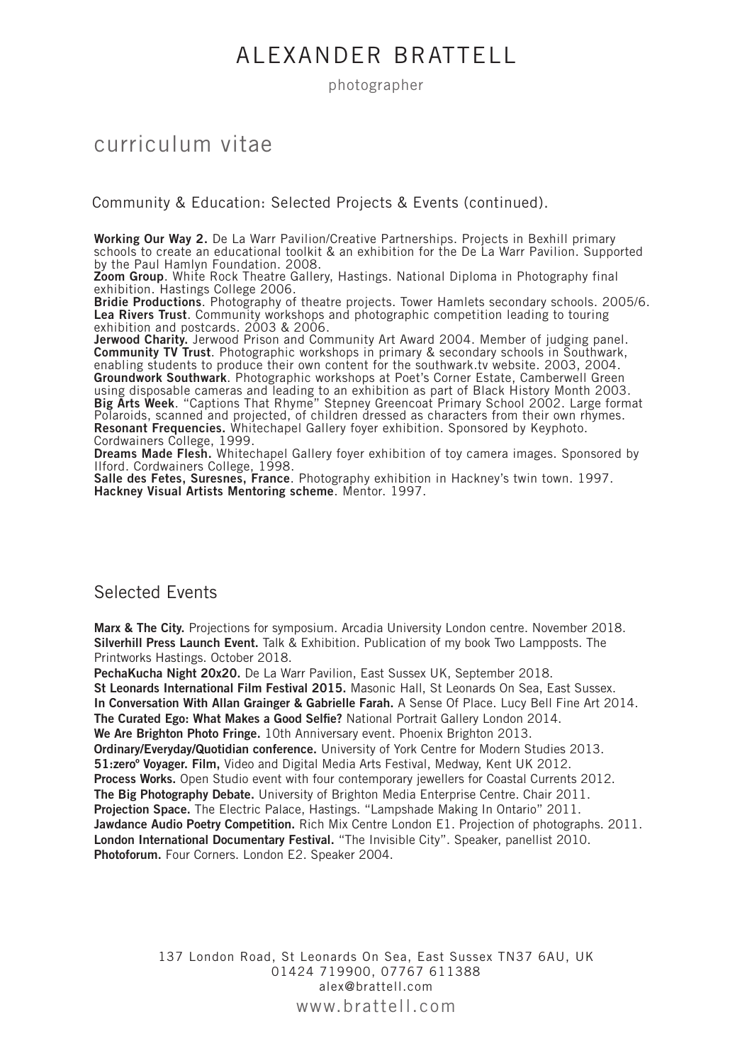# ALEXANDER BRATTELL

photographer

## curriculum vitae

### Community & Education: Selected Projects & Events (continued).

**Working Our Way 2.** De La Warr Pavilion/Creative Partnerships. Projects in Bexhill primary schools to create an educational toolkit & an exhibition for the De La Warr Pavilion. Supported by the Paul Hamlyn Foundation. 2008.
**Zoom Group**. White Rock Theatre Gallery, Hastings. National Diploma in Photography final exhibition. Hastings College 2006.
**Bridie Productions**. Photography of theatre projects. Tower Hamlets secondary schools. 2005/6.
**Lea Rivers Trust**. Community workshops and photographic competition leading to touring exhibition and postcards. 2003 & 2006.
**Jerwood Charity.** Jerwood Prison and Community Art Award 2004. Member of judging panel.
**Community TV Trust**. Photographic workshops in primary & secondary schools in Southwark, enabling students to produce their own content for the southwark.tv website. 2003, 2004.
**Groundwork Southwark**. Photographic workshops at Poet's Corner Estate, Camberwell Green using disposable cameras and leading to an exhibition as part of Black History Month 2003.
**Big Arts Week**. "Captions That Rhyme" Stepney Greencoat Primary School 2002. Large format Polaroids, scanned and projected, of children dressed as characters from their own rhymes.
**Resonant Frequencies.** Whitechapel Gallery foyer exhibition. Sponsored by Keyphoto. Cordwainers College, 1999.
**Dreams Made Flesh.** Whitechapel Gallery foyer exhibition of toy camera images. Sponsored by Ilford. Cordwainers College, 1998.
**Salle des Fetes, Suresnes, France**. Photography exhibition in Hackney's twin town. 1997.
**Hackney Visual Artists Mentoring scheme**. Mentor. 1997.

### Selected Events

**Marx & The City.** Projections for symposium. Arcadia University London centre. November 2018.
**Silverhill Press Launch Event.** Talk & Exhibition. Publication of my book Two Lampposts. The Printworks Hastings. October 2018.
**PechaKucha Night 20x20.** De La Warr Pavilion, East Sussex UK, September 2018.
**St Leonards International Film Festival 2015.** Masonic Hall, St Leonards On Sea, East Sussex.
**In Conversation With Allan Grainger & Gabrielle Farah.** A Sense Of Place. Lucy Bell Fine Art 2014.
**The Curated Ego: What Makes a Good Selfie?** National Portrait Gallery London 2014.
**We Are Brighton Photo Fringe.** 10th Anniversary event. Phoenix Brighton 2013.
**Ordinary/Everyday/Quotidian conference.** University of York Centre for Modern Studies 2013.
**51:zero° Voyager. Film,** Video and Digital Media Arts Festival, Medway, Kent UK 2012.
**Process Works.** Open Studio event with four contemporary jewellers for Coastal Currents 2012.
**The Big Photography Debate.** University of Brighton Media Enterprise Centre. Chair 2011.
**Projection Space.** The Electric Palace, Hastings. "Lampshade Making In Ontario" 2011.
**Jawdance Audio Poetry Competition.** Rich Mix Centre London E1. Projection of photographs. 2011.
**London International Documentary Festival.** "The Invisible City". Speaker, panellist 2010.
**Photoforum.** Four Corners. London E2. Speaker 2004.

137 London Road, St Leonards On Sea, East Sussex TN37 6AU, UK
01424 719900, 07767 611388
alex@brattell.com
www.brattell.com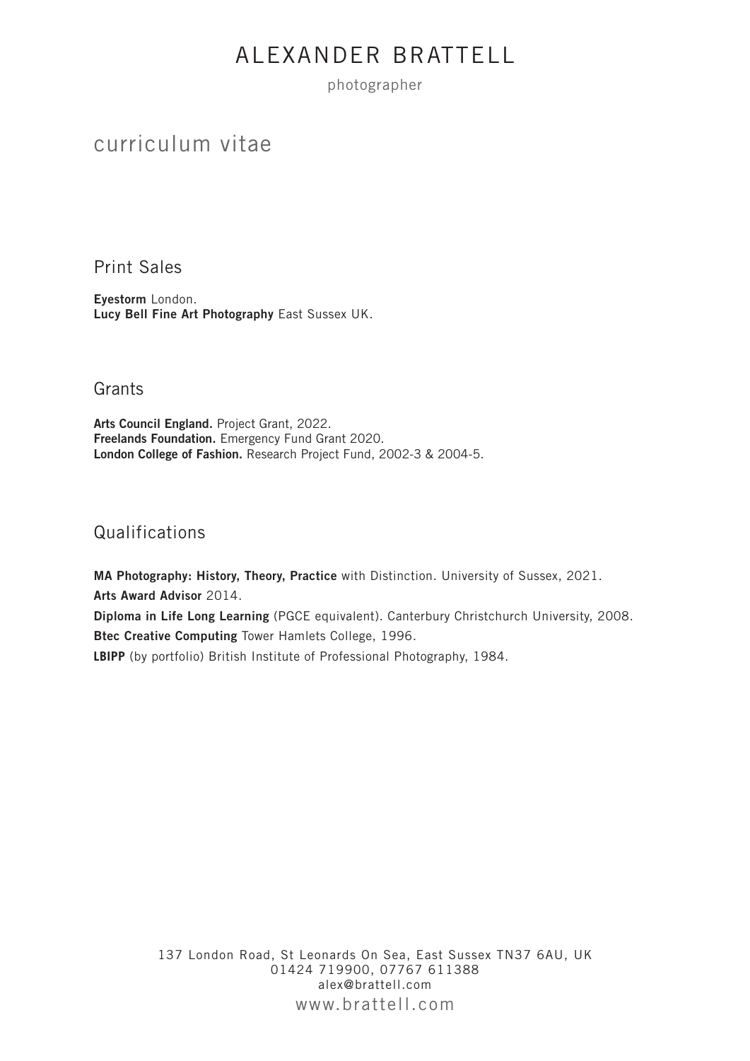# ALEXANDER BRATTELL

photographer

## curriculum vitae

### Print Sales

**Eyestorm** London.
**Lucy Bell Fine Art Photography** East Sussex UK.

### Grants

**Arts Council England.** Project Grant, 2022.
**Freelands Foundation.** Emergency Fund Grant 2020.
**London College of Fashion.** Research Project Fund, 2002-3 & 2004-5.

### Qualifications

**MA Photography: History, Theory, Practice** with Distinction. University of Sussex, 2021.
**Arts Award Advisor** 2014.
**Diploma in Life Long Learning** (PGCE equivalent). Canterbury Christchurch University, 2008.
**Btec Creative Computing** Tower Hamlets College, 1996.
**LBIPP** (by portfolio) British Institute of Professional Photography, 1984.

137 London Road, St Leonards On Sea, East Sussex TN37 6AU, UK
01424 719900, 07767 611388
alex@brattell.com
www.brattell.com